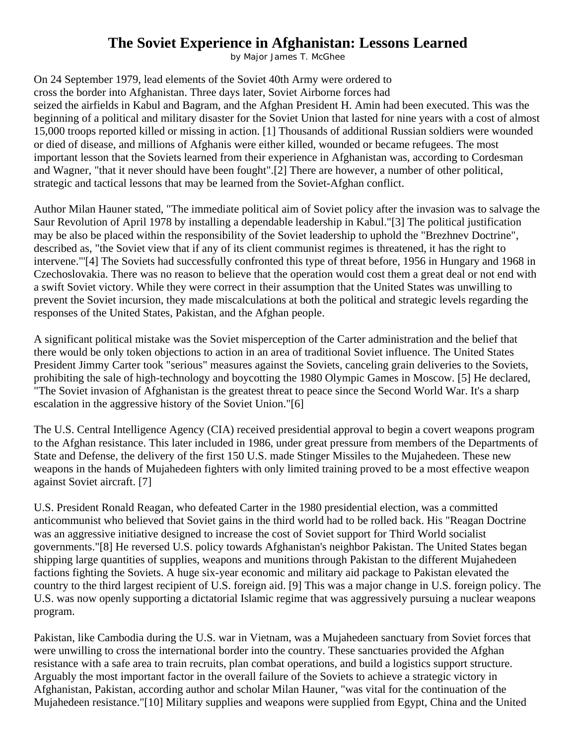# The Soviet Experience in Afghanistan: Lessons Learned

by Major James T. McGhee

On 24 September 1979, lead elements of the Soviet 40th Army were ordered to cross the border into Afghanistan. Three days later, Soviet Airborne forces had seized the airfields in Kabul and Bagram, and the Afghan President H. Amin had been executed. This was the beginning of a political and military disaster for the Soviet Union that lasted for nine years with a cost of almost 15,000 troops reported killed or missing in action. [1] Thousands of additional Russian soldiers were wounded or died of disease, and millions of Afghanis were either killed, wounded or became refugees. The most important lesson that the Soviets learned from their experience in Afghanistan was, according to Cordesman and Wagner, "that it never should have been fought".[2] There are however, a number of other political, strategic and tactical lessons that may be learned from the Soviet-Afghan conflict.

Author Milan Hauner stated, "The immediate political aim of Soviet policy after the invasion was to salvage the Saur Revolution of April 1978 by installing a dependable leadership in Kabul."[3] The political justification may be also be placed within the responsibility of the Soviet leadership to uphold the "Brezhnev Doctrine", described as, "the Soviet view that if any of its client communist regimes is threatened, it has the right to intervene.'"[4] The Soviets had successfully confronted this type of threat before, 1956 in Hungary and 1968 in Czechoslovakia. There was no reason to believe that the operation would cost them a great deal or not end with a swift Soviet victory. While they were correct in their assumption that the United States was unwilling to prevent the Soviet incursion, they made miscalculations at both the political and strategic levels regarding the responses of the United States, Pakistan, and the Afghan people.

A significant political mistake was the Soviet misperception of the Carter administration and the belief that there would be only token objections to action in an area of traditional Soviet influence. The United States President Jimmy Carter took "serious" measures against the Soviets, canceling grain deliveries to the Soviets, prohibiting the sale of high-technology and boycotting the 1980 Olympic Games in Moscow. [5] He declared, "The Soviet invasion of Afghanistan is the greatest threat to peace since the Second World War. It's a sharp escalation in the aggressive history of the Soviet Union."[6]

The U.S. Central Intelligence Agency (CIA) received presidential approval to begin a covert weapons program to the Afghan resistance. This later included in 1986, under great pressure from members of the Departments of State and Defense, the delivery of the first 150 U.S. made Stinger Missiles to the Mujahedeen. These new weapons in the hands of Mujahedeen fighters with only limited training proved to be a most effective weapon against Soviet aircraft. [7]

U.S. President Ronald Reagan, who defeated Carter in the 1980 presidential election, was a committed anticommunist who believed that Soviet gains in the third world had to be rolled back. His "Reagan Doctrine was an aggressive initiative designed to increase the cost of Soviet support for Third World socialist governments."[8] He reversed U.S. policy towards Afghanistan's neighbor Pakistan. The United States began shipping large quantities of supplies, weapons and munitions through Pakistan to the different Mujahedeen factions fighting the Soviets. A huge six-year economic and military aid package to Pakistan elevated the country to the third largest recipient of U.S. foreign aid. [9] This was a major change in U.S. foreign policy. The U.S. was now openly supporting a dictatorial Islamic regime that was aggressively pursuing a nuclear weapons program.

Pakistan, like Cambodia during the U.S. war in Vietnam, was a Mujahedeen sanctuary from Soviet forces that were unwilling to cross the international border into the country. These sanctuaries provided the Afghan resistance with a safe area to train recruits, plan combat operations, and build a logistics support structure. Arguably the most important factor in the overall failure of the Soviets to achieve a strategic victory in Afghanistan, Pakistan, according author and scholar Milan Hauner, "was vital for the continuation of the Mujahedeen resistance."[10] Military supplies and weapons were supplied from Egypt, China and the United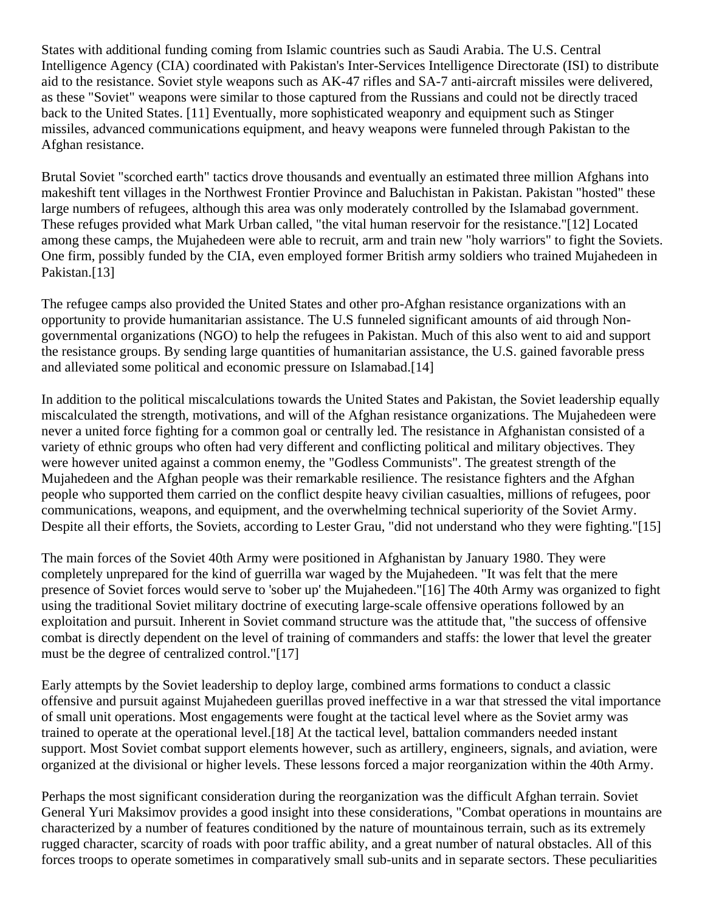States with additional funding coming from Islamic countries such as Saudi Arabia. The U.S. Central Intelligence Agency (CIA) coordinated with Pakistan's Inter-Services Intelligence Directorate (ISI) to distribute aid to the resistance. Soviet style weapons such as AK-47 rifles and SA-7 anti-aircraft missiles were delivered, as these "Soviet" weapons were similar to those captured from the Russians and could not be directly traced back to the United States. [11] Eventually, more sophisticated weaponry and equipment such as Stinger missiles, advanced communications equipment, and heavy weapons were funneled through Pakistan to the Afghan resistance.

Brutal Soviet "scorched earth" tactics drove thousands and eventually an estimated three million Afghans into makeshift tent villages in the Northwest Frontier Province and Baluchistan in Pakistan. Pakistan "hosted" these large numbers of refugees, although this area was only moderately controlled by the Islamabad government. These refuges provided what Mark Urban called, "the vital human reservoir for the resistance."[12] Located among these camps, the Mujahedeen were able to recruit, arm and train new "holy warriors" to fight the Soviets. One firm, possibly funded by the CIA, even employed former British army soldiers who trained Mujahedeen in Pakistan.[13]

The refugee camps also provided the United States and other pro-Afghan resistance organizations with an opportunity to provide humanitarian assistance. The U.S funneled significant amounts of aid through Non-governmental organizations (NGO) to help the refugees in Pakistan. Much of this also went to aid and support the resistance groups. By sending large quantities of humanitarian assistance, the U.S. gained favorable press and alleviated some political and economic pressure on Islamabad.[14]

In addition to the political miscalculations towards the United States and Pakistan, the Soviet leadership equally miscalculated the strength, motivations, and will of the Afghan resistance organizations. The Mujahedeen were never a united force fighting for a common goal or centrally led. The resistance in Afghanistan consisted of a variety of ethnic groups who often had very different and conflicting political and military objectives. They were however united against a common enemy, the "Godless Communists". The greatest strength of the Mujahedeen and the Afghan people was their remarkable resilience. The resistance fighters and the Afghan people who supported them carried on the conflict despite heavy civilian casualties, millions of refugees, poor communications, weapons, and equipment, and the overwhelming technical superiority of the Soviet Army. Despite all their efforts, the Soviets, according to Lester Grau, "did not understand who they were fighting."[15]

The main forces of the Soviet 40th Army were positioned in Afghanistan by January 1980. They were completely unprepared for the kind of guerrilla war waged by the Mujahedeen. "It was felt that the mere presence of Soviet forces would serve to 'sober up' the Mujahedeen."[16] The 40th Army was organized to fight using the traditional Soviet military doctrine of executing large-scale offensive operations followed by an exploitation and pursuit. Inherent in Soviet command structure was the attitude that, "the success of offensive combat is directly dependent on the level of training of commanders and staffs: the lower that level the greater must be the degree of centralized control."[17]

Early attempts by the Soviet leadership to deploy large, combined arms formations to conduct a classic offensive and pursuit against Mujahedeen guerillas proved ineffective in a war that stressed the vital importance of small unit operations. Most engagements were fought at the tactical level where as the Soviet army was trained to operate at the operational level.[18] At the tactical level, battalion commanders needed instant support. Most Soviet combat support elements however, such as artillery, engineers, signals, and aviation, were organized at the divisional or higher levels. These lessons forced a major reorganization within the 40th Army.

Perhaps the most significant consideration during the reorganization was the difficult Afghan terrain. Soviet General Yuri Maksimov provides a good insight into these considerations, "Combat operations in mountains are characterized by a number of features conditioned by the nature of mountainous terrain, such as its extremely rugged character, scarcity of roads with poor traffic ability, and a great number of natural obstacles. All of this forces troops to operate sometimes in comparatively small sub-units and in separate sectors. These peculiarities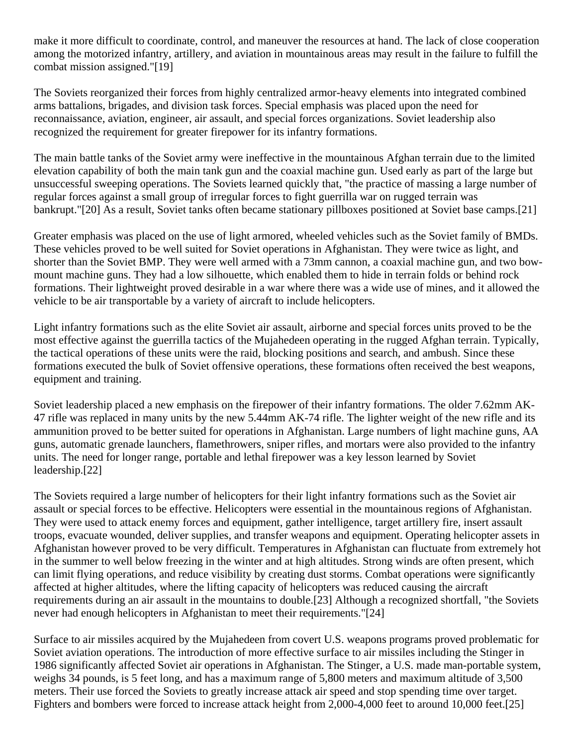make it more difficult to coordinate, control, and maneuver the resources at hand. The lack of close cooperation among the motorized infantry, artillery, and aviation in mountainous areas may result in the failure to fulfill the combat mission assigned."[19]

The Soviets reorganized their forces from highly centralized armor-heavy elements into integrated combined arms battalions, brigades, and division task forces. Special emphasis was placed upon the need for reconnaissance, aviation, engineer, air assault, and special forces organizations. Soviet leadership also recognized the requirement for greater firepower for its infantry formations.

The main battle tanks of the Soviet army were ineffective in the mountainous Afghan terrain due to the limited elevation capability of both the main tank gun and the coaxial machine gun. Used early as part of the large but unsuccessful sweeping operations. The Soviets learned quickly that, "the practice of massing a large number of regular forces against a small group of irregular forces to fight guerrilla war on rugged terrain was bankrupt."[20] As a result, Soviet tanks often became stationary pillboxes positioned at Soviet base camps.[21]

Greater emphasis was placed on the use of light armored, wheeled vehicles such as the Soviet family of BMDs. These vehicles proved to be well suited for Soviet operations in Afghanistan. They were twice as light, and shorter than the Soviet BMP. They were well armed with a 73mm cannon, a coaxial machine gun, and two bow-mount machine guns. They had a low silhouette, which enabled them to hide in terrain folds or behind rock formations. Their lightweight proved desirable in a war where there was a wide use of mines, and it allowed the vehicle to be air transportable by a variety of aircraft to include helicopters.

Light infantry formations such as the elite Soviet air assault, airborne and special forces units proved to be the most effective against the guerrilla tactics of the Mujahedeen operating in the rugged Afghan terrain. Typically, the tactical operations of these units were the raid, blocking positions and search, and ambush. Since these formations executed the bulk of Soviet offensive operations, these formations often received the best weapons, equipment and training.

Soviet leadership placed a new emphasis on the firepower of their infantry formations. The older 7.62mm AK-47 rifle was replaced in many units by the new 5.44mm AK-74 rifle. The lighter weight of the new rifle and its ammunition proved to be better suited for operations in Afghanistan. Large numbers of light machine guns, AA guns, automatic grenade launchers, flamethrowers, sniper rifles, and mortars were also provided to the infantry units. The need for longer range, portable and lethal firepower was a key lesson learned by Soviet leadership.[22]

The Soviets required a large number of helicopters for their light infantry formations such as the Soviet air assault or special forces to be effective. Helicopters were essential in the mountainous regions of Afghanistan. They were used to attack enemy forces and equipment, gather intelligence, target artillery fire, insert assault troops, evacuate wounded, deliver supplies, and transfer weapons and equipment. Operating helicopter assets in Afghanistan however proved to be very difficult. Temperatures in Afghanistan can fluctuate from extremely hot in the summer to well below freezing in the winter and at high altitudes. Strong winds are often present, which can limit flying operations, and reduce visibility by creating dust storms. Combat operations were significantly affected at higher altitudes, where the lifting capacity of helicopters was reduced causing the aircraft requirements during an air assault in the mountains to double.[23] Although a recognized shortfall, "the Soviets never had enough helicopters in Afghanistan to meet their requirements."[24]

Surface to air missiles acquired by the Mujahedeen from covert U.S. weapons programs proved problematic for Soviet aviation operations. The introduction of more effective surface to air missiles including the Stinger in 1986 significantly affected Soviet air operations in Afghanistan. The Stinger, a U.S. made man-portable system, weighs 34 pounds, is 5 feet long, and has a maximum range of 5,800 meters and maximum altitude of 3,500 meters. Their use forced the Soviets to greatly increase attack air speed and stop spending time over target. Fighters and bombers were forced to increase attack height from 2,000-4,000 feet to around 10,000 feet.[25]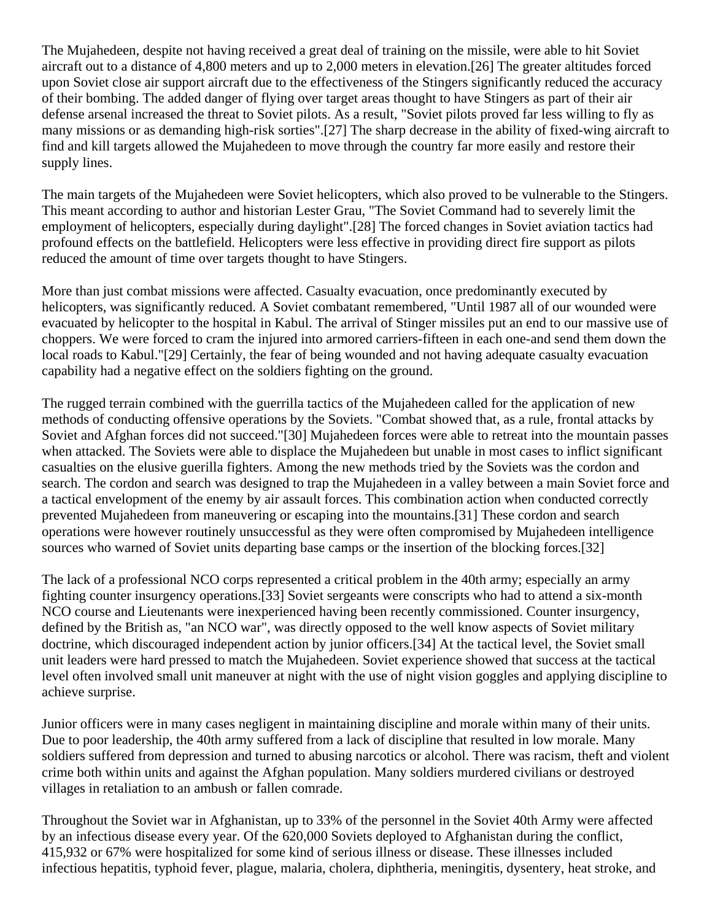The Mujahedeen, despite not having received a great deal of training on the missile, were able to hit Soviet aircraft out to a distance of 4,800 meters and up to 2,000 meters in elevation.[26] The greater altitudes forced upon Soviet close air support aircraft due to the effectiveness of the Stingers significantly reduced the accuracy of their bombing. The added danger of flying over target areas thought to have Stingers as part of their air defense arsenal increased the threat to Soviet pilots. As a result, "Soviet pilots proved far less willing to fly as many missions or as demanding high-risk sorties".[27] The sharp decrease in the ability of fixed-wing aircraft to find and kill targets allowed the Mujahedeen to move through the country far more easily and restore their supply lines.

The main targets of the Mujahedeen were Soviet helicopters, which also proved to be vulnerable to the Stingers. This meant according to author and historian Lester Grau, "The Soviet Command had to severely limit the employment of helicopters, especially during daylight".[28] The forced changes in Soviet aviation tactics had profound effects on the battlefield. Helicopters were less effective in providing direct fire support as pilots reduced the amount of time over targets thought to have Stingers.

More than just combat missions were affected. Casualty evacuation, once predominantly executed by helicopters, was significantly reduced. A Soviet combatant remembered, "Until 1987 all of our wounded were evacuated by helicopter to the hospital in Kabul. The arrival of Stinger missiles put an end to our massive use of choppers. We were forced to cram the injured into armored carriers-fifteen in each one-and send them down the local roads to Kabul."[29] Certainly, the fear of being wounded and not having adequate casualty evacuation capability had a negative effect on the soldiers fighting on the ground.

The rugged terrain combined with the guerrilla tactics of the Mujahedeen called for the application of new methods of conducting offensive operations by the Soviets. "Combat showed that, as a rule, frontal attacks by Soviet and Afghan forces did not succeed."[30] Mujahedeen forces were able to retreat into the mountain passes when attacked. The Soviets were able to displace the Mujahedeen but unable in most cases to inflict significant casualties on the elusive guerilla fighters. Among the new methods tried by the Soviets was the cordon and search. The cordon and search was designed to trap the Mujahedeen in a valley between a main Soviet force and a tactical envelopment of the enemy by air assault forces. This combination action when conducted correctly prevented Mujahedeen from maneuvering or escaping into the mountains.[31] These cordon and search operations were however routinely unsuccessful as they were often compromised by Mujahedeen intelligence sources who warned of Soviet units departing base camps or the insertion of the blocking forces.[32]

The lack of a professional NCO corps represented a critical problem in the 40th army; especially an army fighting counter insurgency operations.[33] Soviet sergeants were conscripts who had to attend a six-month NCO course and Lieutenants were inexperienced having been recently commissioned. Counter insurgency, defined by the British as, "an NCO war", was directly opposed to the well know aspects of Soviet military doctrine, which discouraged independent action by junior officers.[34] At the tactical level, the Soviet small unit leaders were hard pressed to match the Mujahedeen. Soviet experience showed that success at the tactical level often involved small unit maneuver at night with the use of night vision goggles and applying discipline to achieve surprise.

Junior officers were in many cases negligent in maintaining discipline and morale within many of their units. Due to poor leadership, the 40th army suffered from a lack of discipline that resulted in low morale. Many soldiers suffered from depression and turned to abusing narcotics or alcohol. There was racism, theft and violent crime both within units and against the Afghan population. Many soldiers murdered civilians or destroyed villages in retaliation to an ambush or fallen comrade.

Throughout the Soviet war in Afghanistan, up to 33% of the personnel in the Soviet 40th Army were affected by an infectious disease every year. Of the 620,000 Soviets deployed to Afghanistan during the conflict, 415,932 or 67% were hospitalized for some kind of serious illness or disease. These illnesses included infectious hepatitis, typhoid fever, plague, malaria, cholera, diphtheria, meningitis, dysentery, heat stroke, and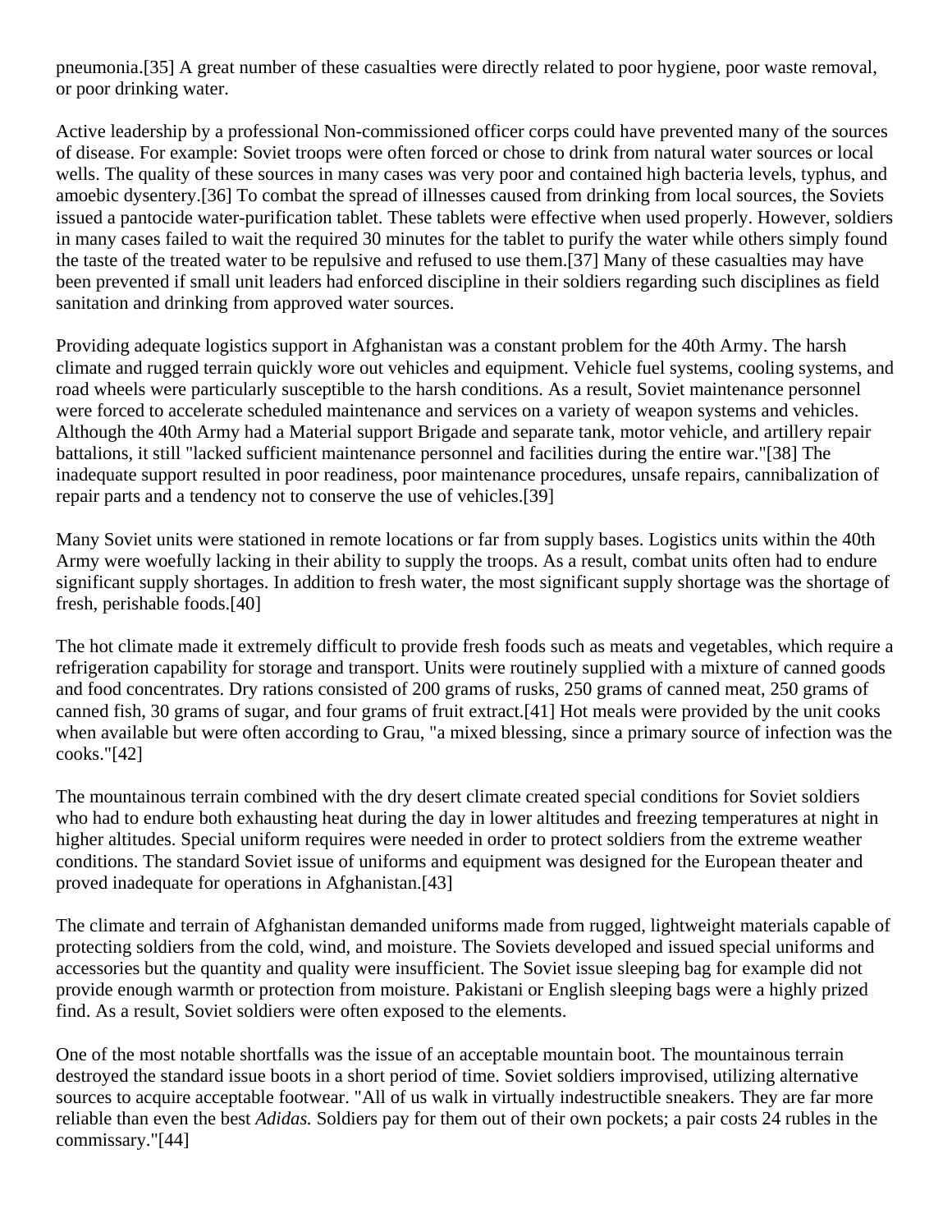pneumonia.[35] A great number of these casualties were directly related to poor hygiene, poor waste removal, or poor drinking water.

Active leadership by a professional Non-commissioned officer corps could have prevented many of the sources of disease. For example: Soviet troops were often forced or chose to drink from natural water sources or local wells. The quality of these sources in many cases was very poor and contained high bacteria levels, typhus, and amoebic dysentery.[36] To combat the spread of illnesses caused from drinking from local sources, the Soviets issued a pantocide water-purification tablet. These tablets were effective when used properly. However, soldiers in many cases failed to wait the required 30 minutes for the tablet to purify the water while others simply found the taste of the treated water to be repulsive and refused to use them.[37] Many of these casualties may have been prevented if small unit leaders had enforced discipline in their soldiers regarding such disciplines as field sanitation and drinking from approved water sources.

Providing adequate logistics support in Afghanistan was a constant problem for the 40th Army. The harsh climate and rugged terrain quickly wore out vehicles and equipment. Vehicle fuel systems, cooling systems, and road wheels were particularly susceptible to the harsh conditions. As a result, Soviet maintenance personnel were forced to accelerate scheduled maintenance and services on a variety of weapon systems and vehicles. Although the 40th Army had a Material support Brigade and separate tank, motor vehicle, and artillery repair battalions, it still "lacked sufficient maintenance personnel and facilities during the entire war."[38] The inadequate support resulted in poor readiness, poor maintenance procedures, unsafe repairs, cannibalization of repair parts and a tendency not to conserve the use of vehicles.[39]

Many Soviet units were stationed in remote locations or far from supply bases. Logistics units within the 40th Army were woefully lacking in their ability to supply the troops. As a result, combat units often had to endure significant supply shortages. In addition to fresh water, the most significant supply shortage was the shortage of fresh, perishable foods.[40]

The hot climate made it extremely difficult to provide fresh foods such as meats and vegetables, which require a refrigeration capability for storage and transport. Units were routinely supplied with a mixture of canned goods and food concentrates. Dry rations consisted of 200 grams of rusks, 250 grams of canned meat, 250 grams of canned fish, 30 grams of sugar, and four grams of fruit extract.[41] Hot meals were provided by the unit cooks when available but were often according to Grau, "a mixed blessing, since a primary source of infection was the cooks."[42]

The mountainous terrain combined with the dry desert climate created special conditions for Soviet soldiers who had to endure both exhausting heat during the day in lower altitudes and freezing temperatures at night in higher altitudes. Special uniform requires were needed in order to protect soldiers from the extreme weather conditions. The standard Soviet issue of uniforms and equipment was designed for the European theater and proved inadequate for operations in Afghanistan.[43]

The climate and terrain of Afghanistan demanded uniforms made from rugged, lightweight materials capable of protecting soldiers from the cold, wind, and moisture. The Soviets developed and issued special uniforms and accessories but the quantity and quality were insufficient. The Soviet issue sleeping bag for example did not provide enough warmth or protection from moisture. Pakistani or English sleeping bags were a highly prized find. As a result, Soviet soldiers were often exposed to the elements.

One of the most notable shortfalls was the issue of an acceptable mountain boot. The mountainous terrain destroyed the standard issue boots in a short period of time. Soviet soldiers improvised, utilizing alternative sources to acquire acceptable footwear. "All of us walk in virtually indestructible sneakers. They are far more reliable than even the best *Adidas.* Soldiers pay for them out of their own pockets; a pair costs 24 rubles in the commissary."[44]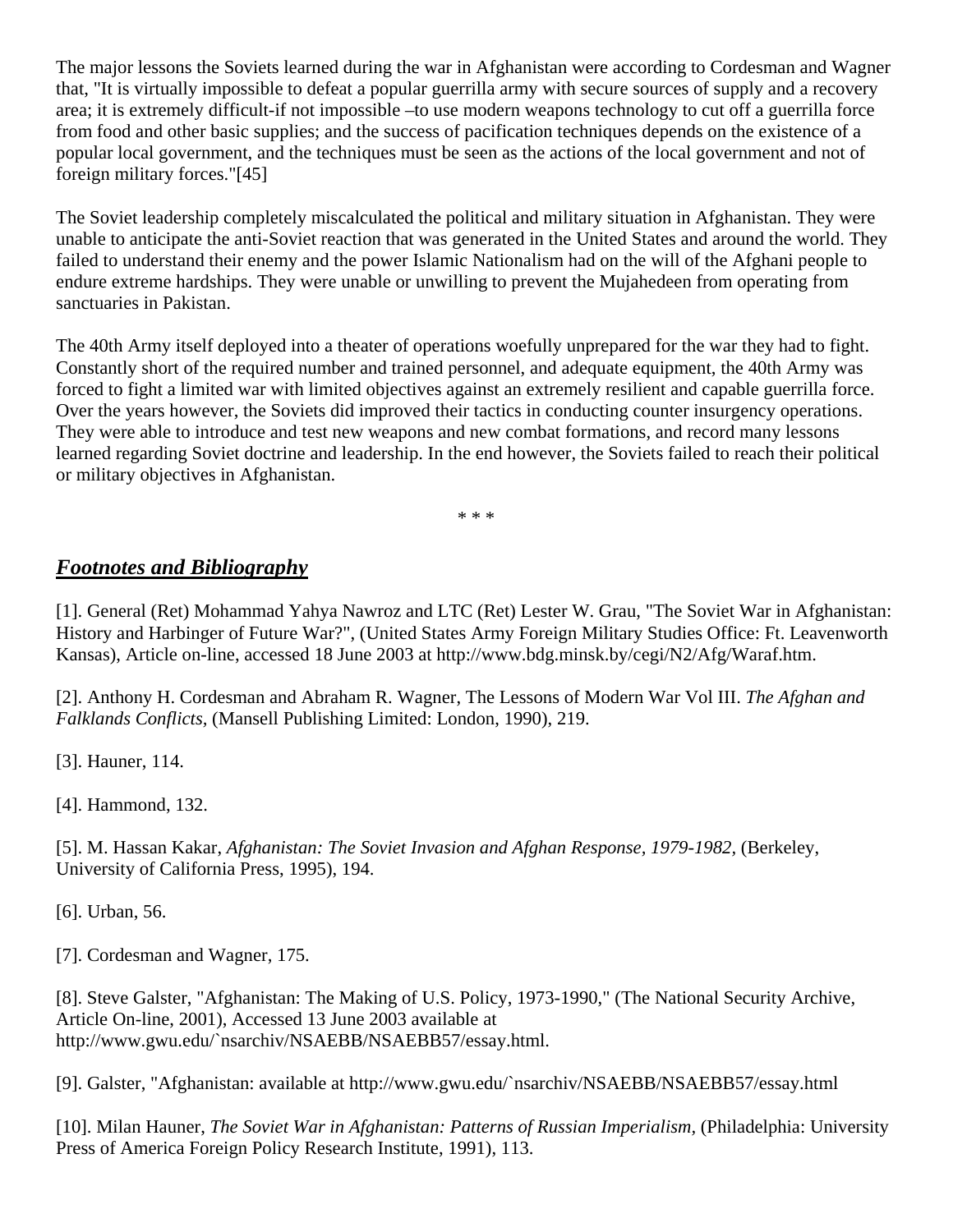The major lessons the Soviets learned during the war in Afghanistan were according to Cordesman and Wagner that, "It is virtually impossible to defeat a popular guerrilla army with secure sources of supply and a recovery area; it is extremely difficult-if not impossible –to use modern weapons technology to cut off a guerrilla force from food and other basic supplies; and the success of pacification techniques depends on the existence of a popular local government, and the techniques must be seen as the actions of the local government and not of foreign military forces."[45]

The Soviet leadership completely miscalculated the political and military situation in Afghanistan. They were unable to anticipate the anti-Soviet reaction that was generated in the United States and around the world. They failed to understand their enemy and the power Islamic Nationalism had on the will of the Afghani people to endure extreme hardships. They were unable or unwilling to prevent the Mujahedeen from operating from sanctuaries in Pakistan.

The 40th Army itself deployed into a theater of operations woefully unprepared for the war they had to fight. Constantly short of the required number and trained personnel, and adequate equipment, the 40th Army was forced to fight a limited war with limited objectives against an extremely resilient and capable guerrilla force. Over the years however, the Soviets did improved their tactics in conducting counter insurgency operations. They were able to introduce and test new weapons and new combat formations, and record many lessons learned regarding Soviet doctrine and leadership. In the end however, the Soviets failed to reach their political or military objectives in Afghanistan.

\* \* \*

## ***Footnotes and Bibliography***

[1]. General (Ret) Mohammad Yahya Nawroz and LTC (Ret) Lester W. Grau, "The Soviet War in Afghanistan: History and Harbinger of Future War?", (United States Army Foreign Military Studies Office: Ft. Leavenworth Kansas), Article on-line, accessed 18 June 2003 at http://www.bdg.minsk.by/cegi/N2/Afg/Waraf.htm.

[2]. Anthony H. Cordesman and Abraham R. Wagner, The Lessons of Modern War Vol III. *The Afghan and Falklands Conflicts,* (Mansell Publishing Limited: London, 1990), 219.

[3]. Hauner, 114.

[4]. Hammond, 132.

[5]. M. Hassan Kakar, *Afghanistan: The Soviet Invasion and Afghan Response, 1979-1982,* (Berkeley, University of California Press, 1995), 194.

[6]. Urban, 56.

[7]. Cordesman and Wagner, 175.

[8]. Steve Galster, "Afghanistan: The Making of U.S. Policy, 1973-1990," (The National Security Archive, Article On-line, 2001), Accessed 13 June 2003 available at http://www.gwu.edu/`nsarchiv/NSAEBB/NSAEBB57/essay.html.

[9]. Galster, "Afghanistan: available at http://www.gwu.edu/`nsarchiv/NSAEBB/NSAEBB57/essay.html

[10]. Milan Hauner, *The Soviet War in Afghanistan: Patterns of Russian Imperialism,* (Philadelphia: University Press of America Foreign Policy Research Institute, 1991), 113.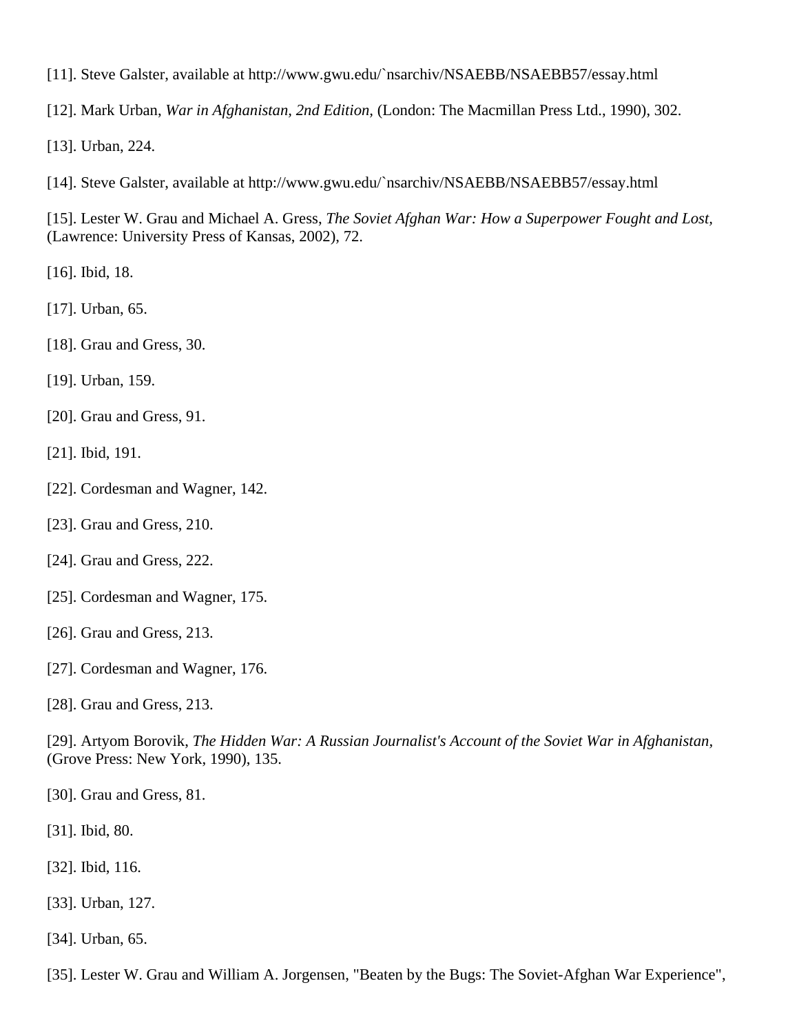[11]. Steve Galster, available at http://www.gwu.edu/`nsarchiv/NSAEBB/NSAEBB57/essay.html

[12]. Mark Urban, *War in Afghanistan, 2nd Edition,* (London: The Macmillan Press Ltd., 1990), 302.

[13]. Urban, 224.

[14]. Steve Galster, available at http://www.gwu.edu/`nsarchiv/NSAEBB/NSAEBB57/essay.html

[15]. Lester W. Grau and Michael A. Gress, *The Soviet Afghan War: How a Superpower Fought and Lost,* (Lawrence: University Press of Kansas, 2002), 72.

[16]. Ibid, 18.

[17]. Urban, 65.

[18]. Grau and Gress, 30.

[19]. Urban, 159.

[20]. Grau and Gress, 91.

[21]. Ibid, 191.

[22]. Cordesman and Wagner, 142.

[23]. Grau and Gress, 210.

[24]. Grau and Gress, 222.

[25]. Cordesman and Wagner, 175.

[26]. Grau and Gress, 213.

[27]. Cordesman and Wagner, 176.

[28]. Grau and Gress, 213.

[29]. Artyom Borovik, *The Hidden War: A Russian Journalist's Account of the Soviet War in Afghanistan,* (Grove Press: New York, 1990), 135.

[30]. Grau and Gress, 81.

[31]. Ibid, 80.

[32]. Ibid, 116.

[33]. Urban, 127.

[34]. Urban, 65.

[35]. Lester W. Grau and William A. Jorgensen, "Beaten by the Bugs: The Soviet-Afghan War Experience",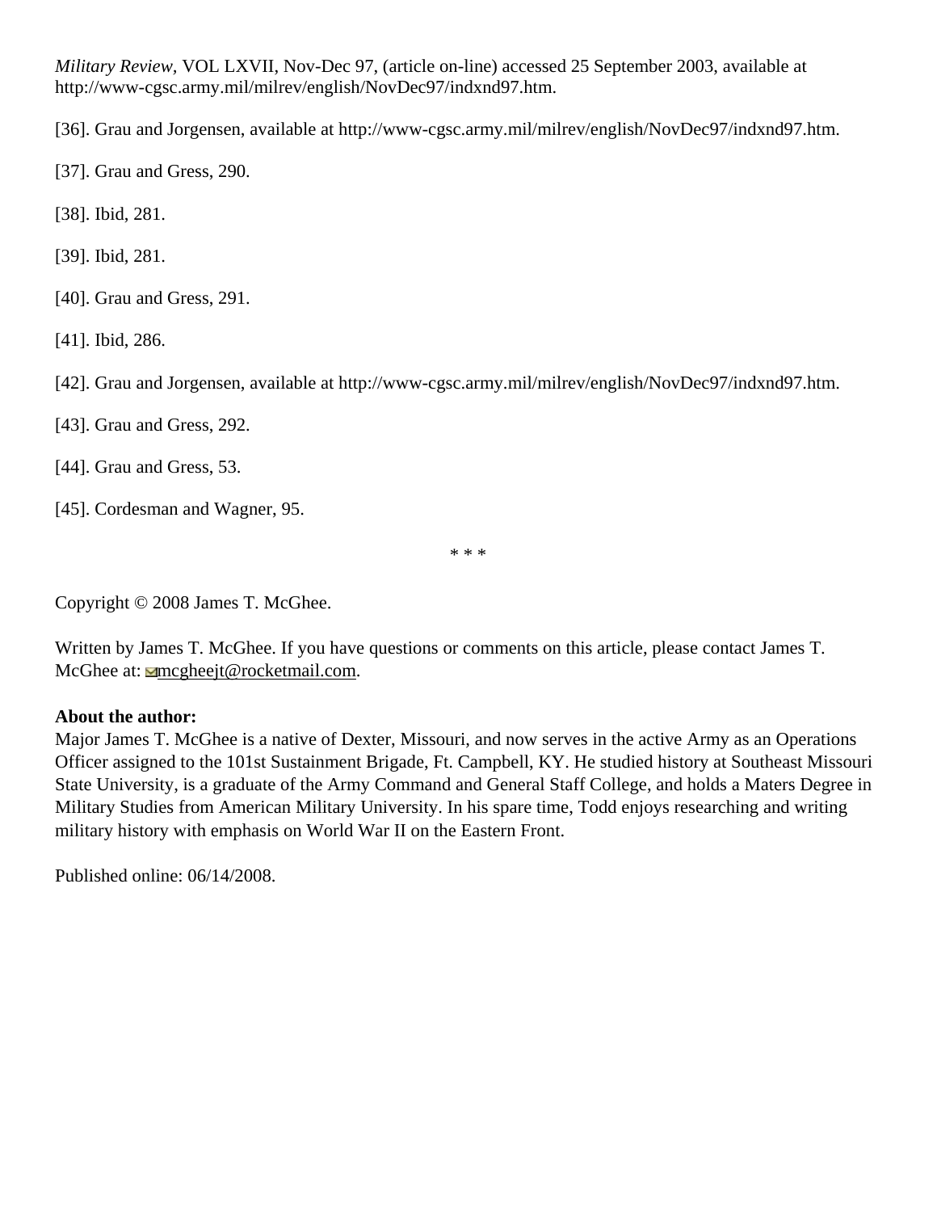*Military Review,* VOL LXVII, Nov-Dec 97, (article on-line) accessed 25 September 2003, available at http://www-cgsc.army.mil/milrev/english/NovDec97/indxnd97.htm.

[36]. Grau and Jorgensen, available at http://www-cgsc.army.mil/milrev/english/NovDec97/indxnd97.htm.

[37]. Grau and Gress, 290.

[38]. Ibid, 281.

[39]. Ibid, 281.

[40]. Grau and Gress, 291.

[41]. Ibid, 286.

[42]. Grau and Jorgensen, available at http://www-cgsc.army.mil/milrev/english/NovDec97/indxnd97.htm.

[43]. Grau and Gress, 292.

[44]. Grau and Gress, 53.

[45]. Cordesman and Wagner, 95.

* * *

Copyright © 2008 James T. McGhee.

Written by James T. McGhee. If you have questions or comments on this article, please contact James T. McGhee at: mcgheejt@rocketmail.com.

**About the author:**
Major James T. McGhee is a native of Dexter, Missouri, and now serves in the active Army as an Operations Officer assigned to the 101st Sustainment Brigade, Ft. Campbell, KY. He studied history at Southeast Missouri State University, is a graduate of the Army Command and General Staff College, and holds a Maters Degree in Military Studies from American Military University. In his spare time, Todd enjoys researching and writing military history with emphasis on World War II on the Eastern Front.

Published online: 06/14/2008.